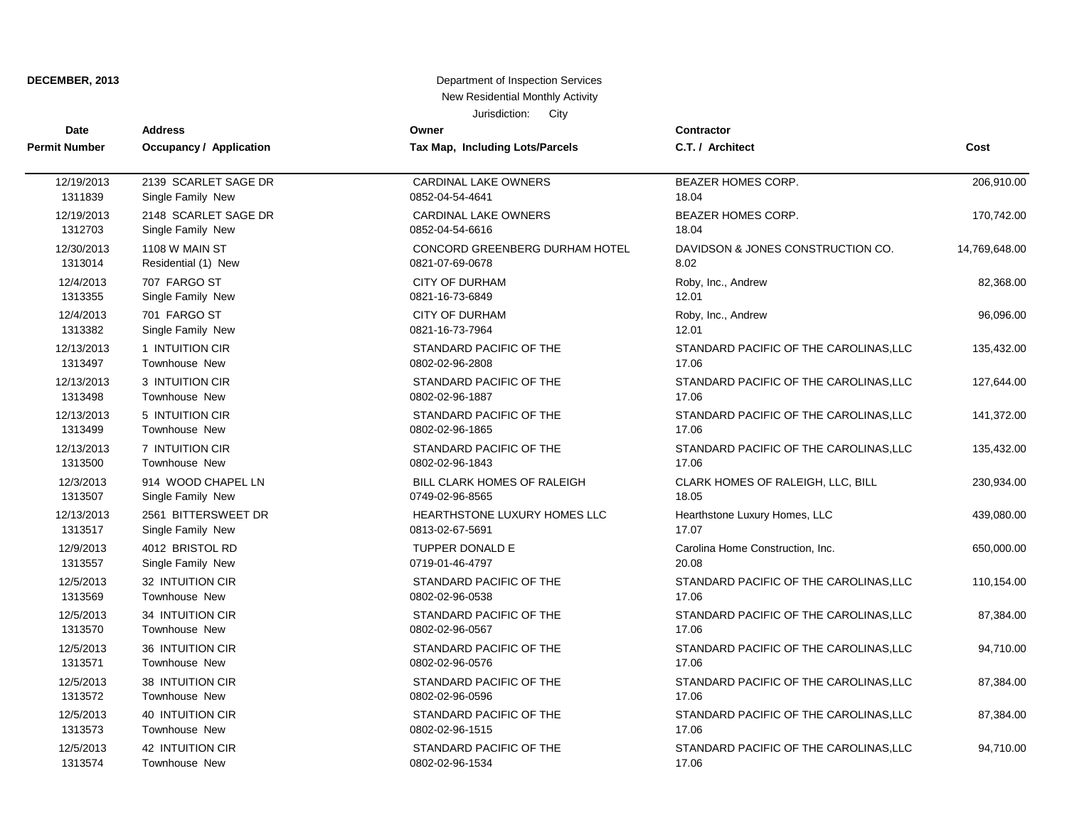**DECEMBER, 2013**

Department of Inspection Services
New Residential Monthly Activity
Jurisdiction: City

| Date<br>Permit Number | Address<br>Occupancy / Application | Owner<br>Tax Map, Including Lots/Parcels | Contractor<br>C.T. / Architect | Cost |
|---|---|---|---|---|
| 12/19/2013<br>1311839 | 2139 SCARLET SAGE DR<br>Single Family New | CARDINAL LAKE OWNERS<br>0852-04-54-4641 | BEAZER HOMES CORP.<br>18.04 | 206,910.00 |
| 12/19/2013<br>1312703 | 2148 SCARLET SAGE DR<br>Single Family New | CARDINAL LAKE OWNERS<br>0852-04-54-6616 | BEAZER HOMES CORP.<br>18.04 | 170,742.00 |
| 12/30/2013<br>1313014 | 1108 W MAIN ST<br>Residential (1) New | CONCORD GREENBERG DURHAM HOTEL<br>0821-07-69-0678 | DAVIDSON & JONES CONSTRUCTION CO.<br>8.02 | 14,769,648.00 |
| 12/4/2013<br>1313355 | 707 FARGO ST<br>Single Family New | CITY OF DURHAM<br>0821-16-73-6849 | Roby, Inc., Andrew<br>12.01 | 82,368.00 |
| 12/4/2013<br>1313382 | 701 FARGO ST<br>Single Family New | CITY OF DURHAM<br>0821-16-73-7964 | Roby, Inc., Andrew<br>12.01 | 96,096.00 |
| 12/13/2013<br>1313497 | 1 INTUITION CIR<br>Townhouse New | STANDARD PACIFIC OF THE<br>0802-02-96-2808 | STANDARD PACIFIC OF THE CAROLINAS,LLC<br>17.06 | 135,432.00 |
| 12/13/2013<br>1313498 | 3 INTUITION CIR<br>Townhouse New | STANDARD PACIFIC OF THE<br>0802-02-96-1887 | STANDARD PACIFIC OF THE CAROLINAS,LLC<br>17.06 | 127,644.00 |
| 12/13/2013<br>1313499 | 5 INTUITION CIR<br>Townhouse New | STANDARD PACIFIC OF THE<br>0802-02-96-1865 | STANDARD PACIFIC OF THE CAROLINAS,LLC<br>17.06 | 141,372.00 |
| 12/13/2013<br>1313500 | 7 INTUITION CIR<br>Townhouse New | STANDARD PACIFIC OF THE<br>0802-02-96-1843 | STANDARD PACIFIC OF THE CAROLINAS,LLC<br>17.06 | 135,432.00 |
| 12/3/2013<br>1313507 | 914 WOOD CHAPEL LN<br>Single Family New | BILL CLARK HOMES OF RALEIGH<br>0749-02-96-8565 | CLARK HOMES OF RALEIGH, LLC, BILL<br>18.05 | 230,934.00 |
| 12/13/2013<br>1313517 | 2561 BITTERSWEET DR<br>Single Family New | HEARTHSTONE LUXURY HOMES LLC<br>0813-02-67-5691 | Hearthstone Luxury Homes, LLC<br>17.07 | 439,080.00 |
| 12/9/2013<br>1313557 | 4012 BRISTOL RD<br>Single Family New | TUPPER DONALD E<br>0719-01-46-4797 | Carolina Home Construction, Inc.<br>20.08 | 650,000.00 |
| 12/5/2013<br>1313569 | 32 INTUITION CIR<br>Townhouse New | STANDARD PACIFIC OF THE<br>0802-02-96-0538 | STANDARD PACIFIC OF THE CAROLINAS,LLC<br>17.06 | 110,154.00 |
| 12/5/2013<br>1313570 | 34 INTUITION CIR<br>Townhouse New | STANDARD PACIFIC OF THE<br>0802-02-96-0567 | STANDARD PACIFIC OF THE CAROLINAS,LLC<br>17.06 | 87,384.00 |
| 12/5/2013<br>1313571 | 36 INTUITION CIR<br>Townhouse New | STANDARD PACIFIC OF THE<br>0802-02-96-0576 | STANDARD PACIFIC OF THE CAROLINAS,LLC<br>17.06 | 94,710.00 |
| 12/5/2013<br>1313572 | 38 INTUITION CIR<br>Townhouse New | STANDARD PACIFIC OF THE<br>0802-02-96-0596 | STANDARD PACIFIC OF THE CAROLINAS,LLC<br>17.06 | 87,384.00 |
| 12/5/2013<br>1313573 | 40 INTUITION CIR<br>Townhouse New | STANDARD PACIFIC OF THE<br>0802-02-96-1515 | STANDARD PACIFIC OF THE CAROLINAS,LLC<br>17.06 | 87,384.00 |
| 12/5/2013<br>1313574 | 42 INTUITION CIR<br>Townhouse New | STANDARD PACIFIC OF THE<br>0802-02-96-1534 | STANDARD PACIFIC OF THE CAROLINAS,LLC<br>17.06 | 94,710.00 |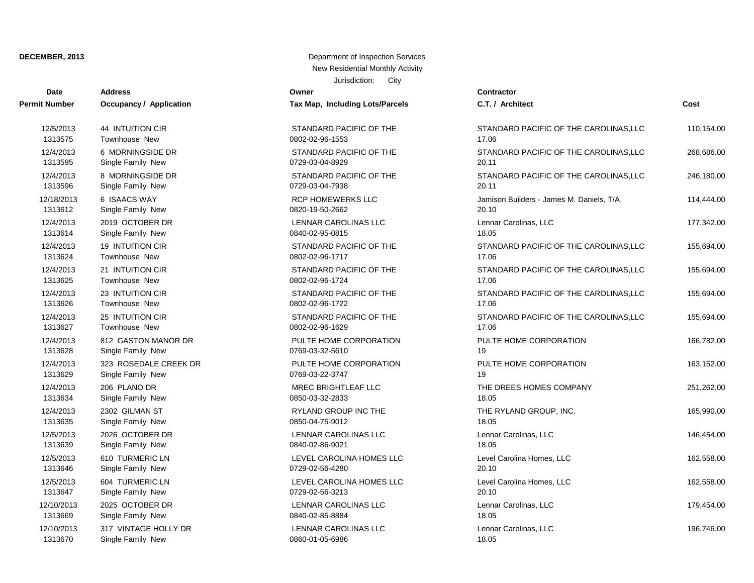**DECEMBER, 2013**

Department of Inspection Services

New Residential Monthly Activity

Jurisdiction: City

| Date<br>Permit Number | Address<br>Occupancy / Application | Owner<br>Tax Map, Including Lots/Parcels | Contractor<br>C.T. / Architect | Cost |
|---|---|---|---|---|
| 12/5/2013<br>1313575 | 44 INTUITION CIR<br>Townhouse New | STANDARD PACIFIC OF THE<br>0802-02-96-1553 | STANDARD PACIFIC OF THE CAROLINAS,LLC<br>17.06 | 110,154.00 |
| 12/4/2013<br>1313595 | 6 MORNINGSIDE DR<br>Single Family New | STANDARD PACIFIC OF THE<br>0729-03-04-8929 | STANDARD PACIFIC OF THE CAROLINAS,LLC<br>20.11 | 268,686.00 |
| 12/4/2013<br>1313596 | 8 MORNINGSIDE DR<br>Single Family New | STANDARD PACIFIC OF THE<br>0729-03-04-7938 | STANDARD PACIFIC OF THE CAROLINAS,LLC<br>20.11 | 246,180.00 |
| 12/18/2013<br>1313612 | 6 ISAACS WAY<br>Single Family New | RCP HOMEWERKS LLC<br>0820-19-50-2662 | Jamison Builders - James M. Daniels, T/A<br>20.10 | 114,444.00 |
| 12/4/2013<br>1313614 | 2019 OCTOBER DR<br>Single Family New | LENNAR CAROLINAS LLC<br>0840-02-95-0815 | Lennar Carolinas, LLC<br>18.05 | 177,342.00 |
| 12/4/2013<br>1313624 | 19 INTUITION CIR<br>Townhouse New | STANDARD PACIFIC OF THE<br>0802-02-96-1717 | STANDARD PACIFIC OF THE CAROLINAS,LLC<br>17.06 | 155,694.00 |
| 12/4/2013<br>1313625 | 21 INTUITION CIR<br>Townhouse New | STANDARD PACIFIC OF THE<br>0802-02-96-1724 | STANDARD PACIFIC OF THE CAROLINAS,LLC<br>17.06 | 155,694.00 |
| 12/4/2013<br>1313626 | 23 INTUITION CIR<br>Townhouse New | STANDARD PACIFIC OF THE<br>0802-02-96-1722 | STANDARD PACIFIC OF THE CAROLINAS,LLC<br>17.06 | 155,694.00 |
| 12/4/2013<br>1313627 | 25 INTUITION CIR<br>Townhouse New | STANDARD PACIFIC OF THE<br>0802-02-96-1629 | STANDARD PACIFIC OF THE CAROLINAS,LLC<br>17.06 | 155,694.00 |
| 12/4/2013<br>1313628 | 812 GASTON MANOR DR<br>Single Family New | PULTE HOME CORPORATION<br>0769-03-32-5610 | PULTE HOME CORPORATION<br>19 | 166,782.00 |
| 12/4/2013<br>1313629 | 323 ROSEDALE CREEK DR<br>Single Family New | PULTE HOME CORPORATION<br>0769-03-22-3747 | PULTE HOME CORPORATION<br>19 | 163,152.00 |
| 12/4/2013<br>1313634 | 206 PLANO DR<br>Single Family New | MREC BRIGHTLEAF LLC<br>0850-03-32-2833 | THE DREES HOMES COMPANY<br>18.05 | 251,262.00 |
| 12/4/2013<br>1313635 | 2302 GILMAN ST<br>Single Family New | RYLAND GROUP INC THE<br>0850-04-75-9012 | THE RYLAND GROUP, INC.<br>18.05 | 165,990.00 |
| 12/5/2013<br>1313639 | 2026 OCTOBER DR<br>Single Family New | LENNAR CAROLINAS LLC<br>0840-02-86-9021 | Lennar Carolinas, LLC<br>18.05 | 146,454.00 |
| 12/5/2013<br>1313646 | 610 TURMERIC LN<br>Single Family New | LEVEL CAROLINA HOMES LLC<br>0729-02-56-4280 | Level Carolina Homes, LLC<br>20.10 | 162,558.00 |
| 12/5/2013<br>1313647 | 604 TURMERIC LN<br>Single Family New | LEVEL CAROLINA HOMES LLC<br>0729-02-56-3213 | Level Carolina Homes, LLC<br>20.10 | 162,558.00 |
| 12/10/2013<br>1313669 | 2025 OCTOBER DR<br>Single Family New | LENNAR CAROLINAS LLC<br>0840-02-85-8884 | Lennar Carolinas, LLC<br>18.05 | 179,454.00 |
| 12/10/2013<br>1313670 | 317 VINTAGE HOLLY DR<br>Single Family New | LENNAR CAROLINAS LLC<br>0860-01-05-6986 | Lennar Carolinas, LLC<br>18.05 | 196,746.00 |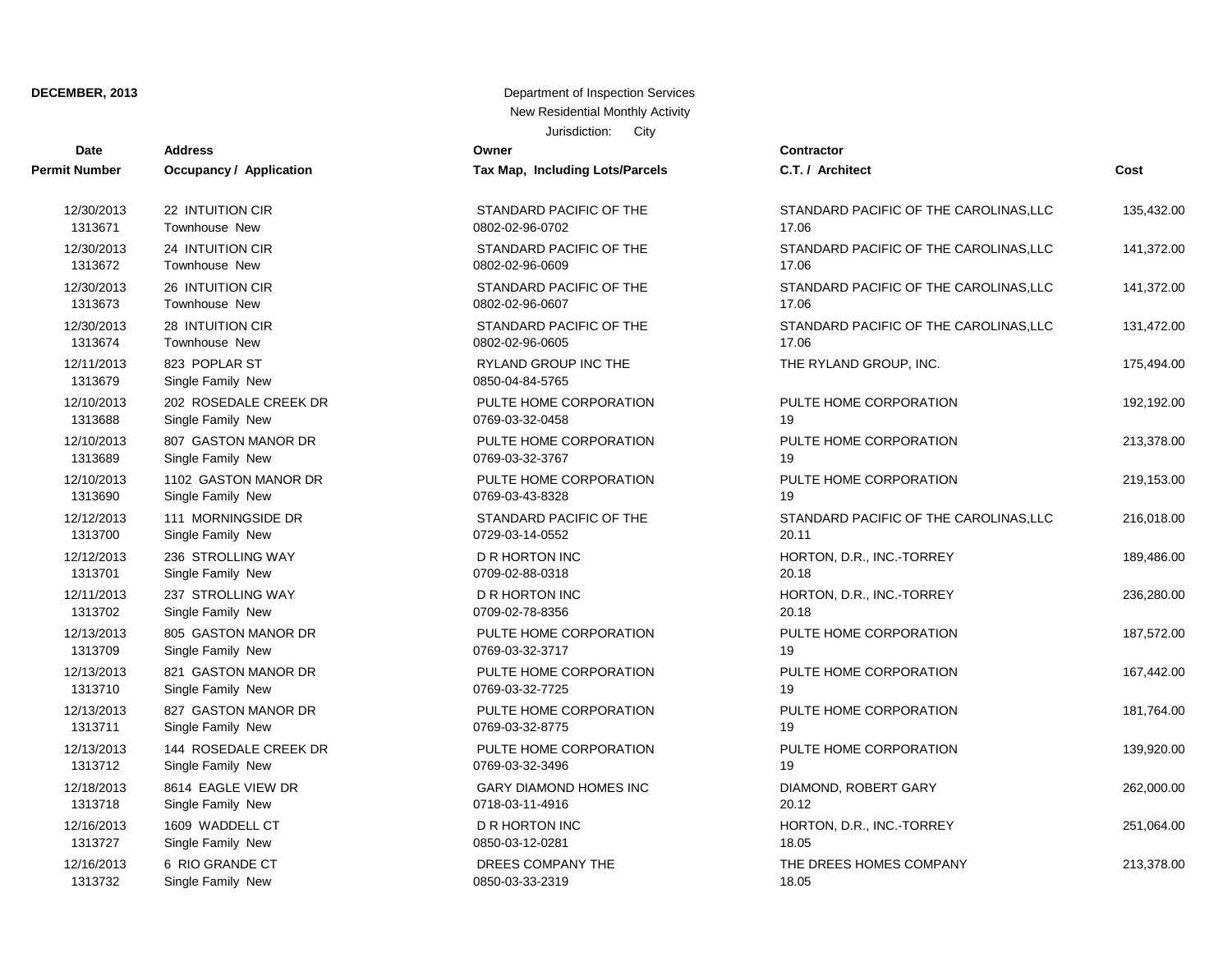**DECEMBER, 2013**

Department of Inspection Services
New Residential Monthly Activity
Jurisdiction: City

| Date<br>Permit Number | Address<br>Occupancy / Application | Owner<br>Tax Map, Including Lots/Parcels | Contractor<br>C.T. / Architect | Cost |
|---|---|---|---|---|
| 12/30/2013<br>1313671 | 22 INTUITION CIR<br>Townhouse New | STANDARD PACIFIC OF THE<br>0802-02-96-0702 | STANDARD PACIFIC OF THE CAROLINAS,LLC<br>17.06 | 135,432.00 |
| 12/30/2013<br>1313672 | 24 INTUITION CIR<br>Townhouse New | STANDARD PACIFIC OF THE<br>0802-02-96-0609 | STANDARD PACIFIC OF THE CAROLINAS,LLC<br>17.06 | 141,372.00 |
| 12/30/2013<br>1313673 | 26 INTUITION CIR<br>Townhouse New | STANDARD PACIFIC OF THE<br>0802-02-96-0607 | STANDARD PACIFIC OF THE CAROLINAS,LLC<br>17.06 | 141,372.00 |
| 12/30/2013<br>1313674 | 28 INTUITION CIR<br>Townhouse New | STANDARD PACIFIC OF THE<br>0802-02-96-0605 | STANDARD PACIFIC OF THE CAROLINAS,LLC<br>17.06 | 131,472.00 |
| 12/11/2013<br>1313679 | 823 POPLAR ST<br>Single Family New | RYLAND GROUP INC THE<br>0850-04-84-5765 | THE RYLAND GROUP, INC. | 175,494.00 |
| 12/10/2013<br>1313688 | 202 ROSEDALE CREEK DR<br>Single Family New | PULTE HOME CORPORATION<br>0769-03-32-0458 | PULTE HOME CORPORATION<br>19 | 192,192.00 |
| 12/10/2013<br>1313689 | 807 GASTON MANOR DR<br>Single Family New | PULTE HOME CORPORATION<br>0769-03-32-3767 | PULTE HOME CORPORATION<br>19 | 213,378.00 |
| 12/10/2013<br>1313690 | 1102 GASTON MANOR DR<br>Single Family New | PULTE HOME CORPORATION<br>0769-03-43-8328 | PULTE HOME CORPORATION<br>19 | 219,153.00 |
| 12/12/2013<br>1313700 | 111 MORNINGSIDE DR<br>Single Family New | STANDARD PACIFIC OF THE<br>0729-03-14-0552 | STANDARD PACIFIC OF THE CAROLINAS,LLC<br>20.11 | 216,018.00 |
| 12/12/2013<br>1313701 | 236 STROLLING WAY<br>Single Family New | D R HORTON INC<br>0709-02-88-0318 | HORTON, D.R., INC.-TORREY<br>20.18 | 189,486.00 |
| 12/11/2013<br>1313702 | 237 STROLLING WAY<br>Single Family New | D R HORTON INC<br>0709-02-78-8356 | HORTON, D.R., INC.-TORREY<br>20.18 | 236,280.00 |
| 12/13/2013<br>1313709 | 805 GASTON MANOR DR<br>Single Family New | PULTE HOME CORPORATION<br>0769-03-32-3717 | PULTE HOME CORPORATION<br>19 | 187,572.00 |
| 12/13/2013<br>1313710 | 821 GASTON MANOR DR<br>Single Family New | PULTE HOME CORPORATION<br>0769-03-32-7725 | PULTE HOME CORPORATION<br>19 | 167,442.00 |
| 12/13/2013<br>1313711 | 827 GASTON MANOR DR<br>Single Family New | PULTE HOME CORPORATION<br>0769-03-32-8775 | PULTE HOME CORPORATION<br>19 | 181,764.00 |
| 12/13/2013<br>1313712 | 144 ROSEDALE CREEK DR<br>Single Family New | PULTE HOME CORPORATION<br>0769-03-32-3496 | PULTE HOME CORPORATION<br>19 | 139,920.00 |
| 12/18/2013<br>1313718 | 8614 EAGLE VIEW DR<br>Single Family New | GARY DIAMOND HOMES INC<br>0718-03-11-4916 | DIAMOND, ROBERT GARY<br>20.12 | 262,000.00 |
| 12/16/2013<br>1313727 | 1609 WADDELL CT<br>Single Family New | D R HORTON INC<br>0850-03-12-0281 | HORTON, D.R., INC.-TORREY<br>18.05 | 251,064.00 |
| 12/16/2013<br>1313732 | 6 RIO GRANDE CT<br>Single Family New | DREES COMPANY THE<br>0850-03-33-2319 | THE DREES HOMES COMPANY<br>18.05 | 213,378.00 |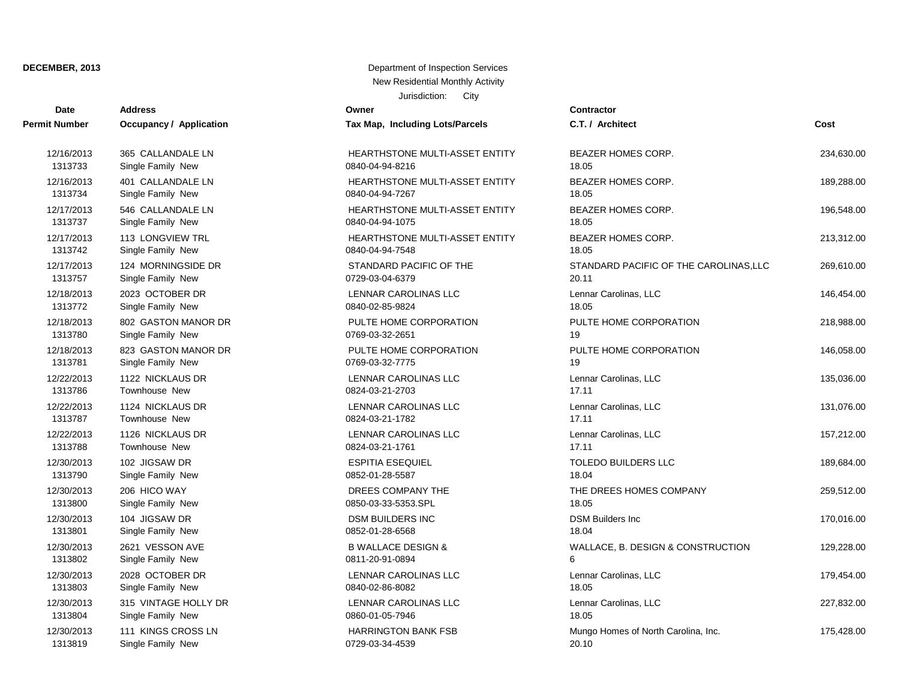**DECEMBER, 2013**

Department of Inspection Services
New Residential Monthly Activity
Jurisdiction: City

| Date<br>Permit Number | Address<br>Occupancy / Application | Owner<br>Tax Map, Including Lots/Parcels | Contractor<br>C.T. / Architect | Cost |
|---|---|---|---|---|
| 12/16/2013<br>1313733 | 365 CALLANDALE LN<br>Single Family New | HEARTHSTONE MULTI-ASSET ENTITY<br>0840-04-94-8216 | BEAZER HOMES CORP.<br>18.05 | 234,630.00 |
| 12/16/2013<br>1313734 | 401 CALLANDALE LN<br>Single Family New | HEARTHSTONE MULTI-ASSET ENTITY<br>0840-04-94-7267 | BEAZER HOMES CORP.<br>18.05 | 189,288.00 |
| 12/17/2013<br>1313737 | 546 CALLANDALE LN<br>Single Family New | HEARTHSTONE MULTI-ASSET ENTITY<br>0840-04-94-1075 | BEAZER HOMES CORP.<br>18.05 | 196,548.00 |
| 12/17/2013<br>1313742 | 113 LONGVIEW TRL<br>Single Family New | HEARTHSTONE MULTI-ASSET ENTITY<br>0840-04-94-7548 | BEAZER HOMES CORP.<br>18.05 | 213,312.00 |
| 12/17/2013<br>1313757 | 124 MORNINGSIDE DR<br>Single Family New | STANDARD PACIFIC OF THE<br>0729-03-04-6379 | STANDARD PACIFIC OF THE CAROLINAS,LLC<br>20.11 | 269,610.00 |
| 12/18/2013<br>1313772 | 2023 OCTOBER DR<br>Single Family New | LENNAR CAROLINAS LLC<br>0840-02-85-9824 | Lennar Carolinas, LLC<br>18.05 | 146,454.00 |
| 12/18/2013<br>1313780 | 802 GASTON MANOR DR<br>Single Family New | PULTE HOME CORPORATION<br>0769-03-32-2651 | PULTE HOME CORPORATION<br>19 | 218,988.00 |
| 12/18/2013<br>1313781 | 823 GASTON MANOR DR<br>Single Family New | PULTE HOME CORPORATION<br>0769-03-32-7775 | PULTE HOME CORPORATION<br>19 | 146,058.00 |
| 12/22/2013<br>1313786 | 1122 NICKLAUS DR<br>Townhouse New | LENNAR CAROLINAS LLC<br>0824-03-21-2703 | Lennar Carolinas, LLC<br>17.11 | 135,036.00 |
| 12/22/2013<br>1313787 | 1124 NICKLAUS DR<br>Townhouse New | LENNAR CAROLINAS LLC<br>0824-03-21-1782 | Lennar Carolinas, LLC<br>17.11 | 131,076.00 |
| 12/22/2013<br>1313788 | 1126 NICKLAUS DR<br>Townhouse New | LENNAR CAROLINAS LLC<br>0824-03-21-1761 | Lennar Carolinas, LLC<br>17.11 | 157,212.00 |
| 12/30/2013<br>1313790 | 102 JIGSAW DR<br>Single Family New | ESPITIA ESEQUIEL<br>0852-01-28-5587 | TOLEDO BUILDERS LLC<br>18.04 | 189,684.00 |
| 12/30/2013<br>1313800 | 206 HICO WAY<br>Single Family New | DREES COMPANY THE<br>0850-03-33-5353.SPL | THE DREES HOMES COMPANY<br>18.05 | 259,512.00 |
| 12/30/2013<br>1313801 | 104 JIGSAW DR<br>Single Family New | DSM BUILDERS INC<br>0852-01-28-6568 | DSM Builders Inc<br>18.04 | 170,016.00 |
| 12/30/2013<br>1313802 | 2621 VESSON AVE<br>Single Family New | B WALLACE DESIGN &<br>0811-20-91-0894 | WALLACE, B. DESIGN & CONSTRUCTION<br>6 | 129,228.00 |
| 12/30/2013<br>1313803 | 2028 OCTOBER DR<br>Single Family New | LENNAR CAROLINAS LLC<br>0840-02-86-8082 | Lennar Carolinas, LLC<br>18.05 | 179,454.00 |
| 12/30/2013<br>1313804 | 315 VINTAGE HOLLY DR<br>Single Family New | LENNAR CAROLINAS LLC<br>0860-01-05-7946 | Lennar Carolinas, LLC<br>18.05 | 227,832.00 |
| 12/30/2013<br>1313819 | 111 KINGS CROSS LN<br>Single Family New | HARRINGTON BANK FSB<br>0729-03-34-4539 | Mungo Homes of North Carolina, Inc.<br>20.10 | 175,428.00 |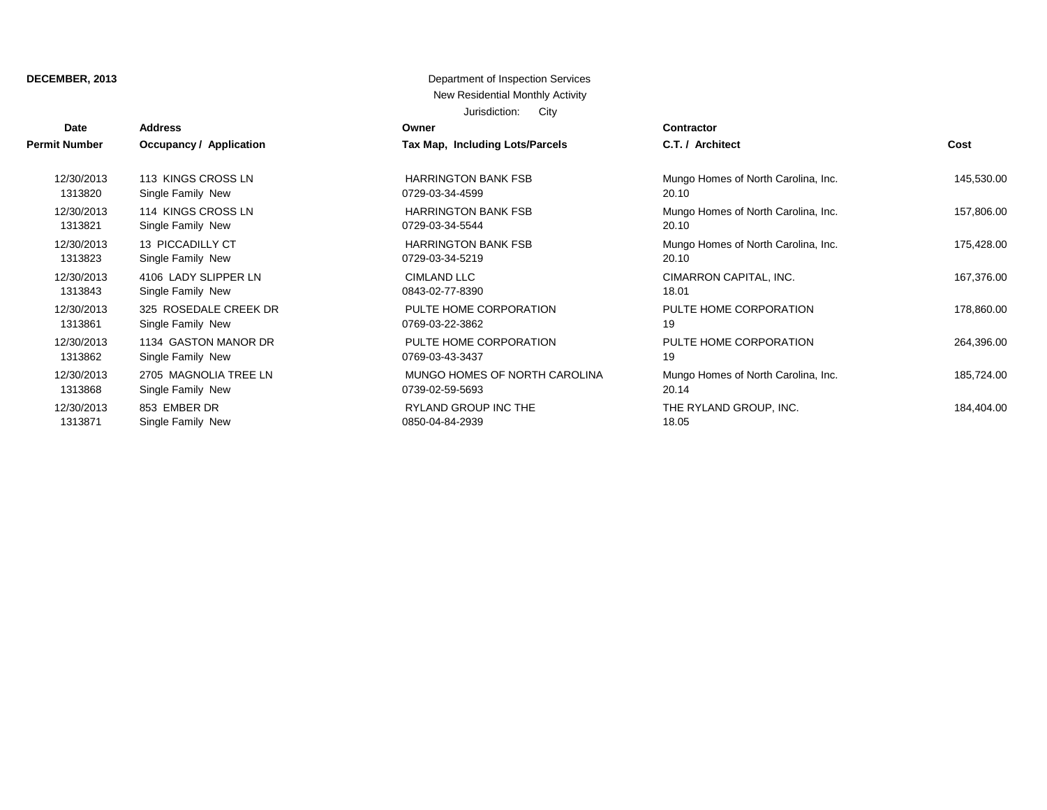**DECEMBER, 2013**

Department of Inspection Services
New Residential Monthly Activity
Jurisdiction: City

| Date<br>Permit Number | Address<br>Occupancy / Application | Owner<br>Tax Map, Including Lots/Parcels | Contractor<br>C.T. / Architect | Cost |
|---|---|---|---|---|
| 12/30/2013<br>1313820 | 113 KINGS CROSS LN<br>Single Family New | HARRINGTON BANK FSB<br>0729-03-34-4599 | Mungo Homes of North Carolina, Inc.<br>20.10 | 145,530.00 |
| 12/30/2013<br>1313821 | 114 KINGS CROSS LN<br>Single Family New | HARRINGTON BANK FSB<br>0729-03-34-5544 | Mungo Homes of North Carolina, Inc.<br>20.10 | 157,806.00 |
| 12/30/2013<br>1313823 | 13 PICCADILLY CT<br>Single Family New | HARRINGTON BANK FSB<br>0729-03-34-5219 | Mungo Homes of North Carolina, Inc.<br>20.10 | 175,428.00 |
| 12/30/2013<br>1313843 | 4106 LADY SLIPPER LN<br>Single Family New | CIMLAND LLC<br>0843-02-77-8390 | CIMARRON CAPITAL, INC.<br>18.01 | 167,376.00 |
| 12/30/2013<br>1313861 | 325 ROSEDALE CREEK DR<br>Single Family New | PULTE HOME CORPORATION<br>0769-03-22-3862 | PULTE HOME CORPORATION<br>19 | 178,860.00 |
| 12/30/2013<br>1313862 | 1134 GASTON MANOR DR<br>Single Family New | PULTE HOME CORPORATION<br>0769-03-43-3437 | PULTE HOME CORPORATION<br>19 | 264,396.00 |
| 12/30/2013<br>1313868 | 2705 MAGNOLIA TREE LN<br>Single Family New | MUNGO HOMES OF NORTH CAROLINA<br>0739-02-59-5693 | Mungo Homes of North Carolina, Inc.<br>20.14 | 185,724.00 |
| 12/30/2013<br>1313871 | 853 EMBER DR<br>Single Family New | RYLAND GROUP INC THE<br>0850-04-84-2939 | THE RYLAND GROUP, INC.<br>18.05 | 184,404.00 |